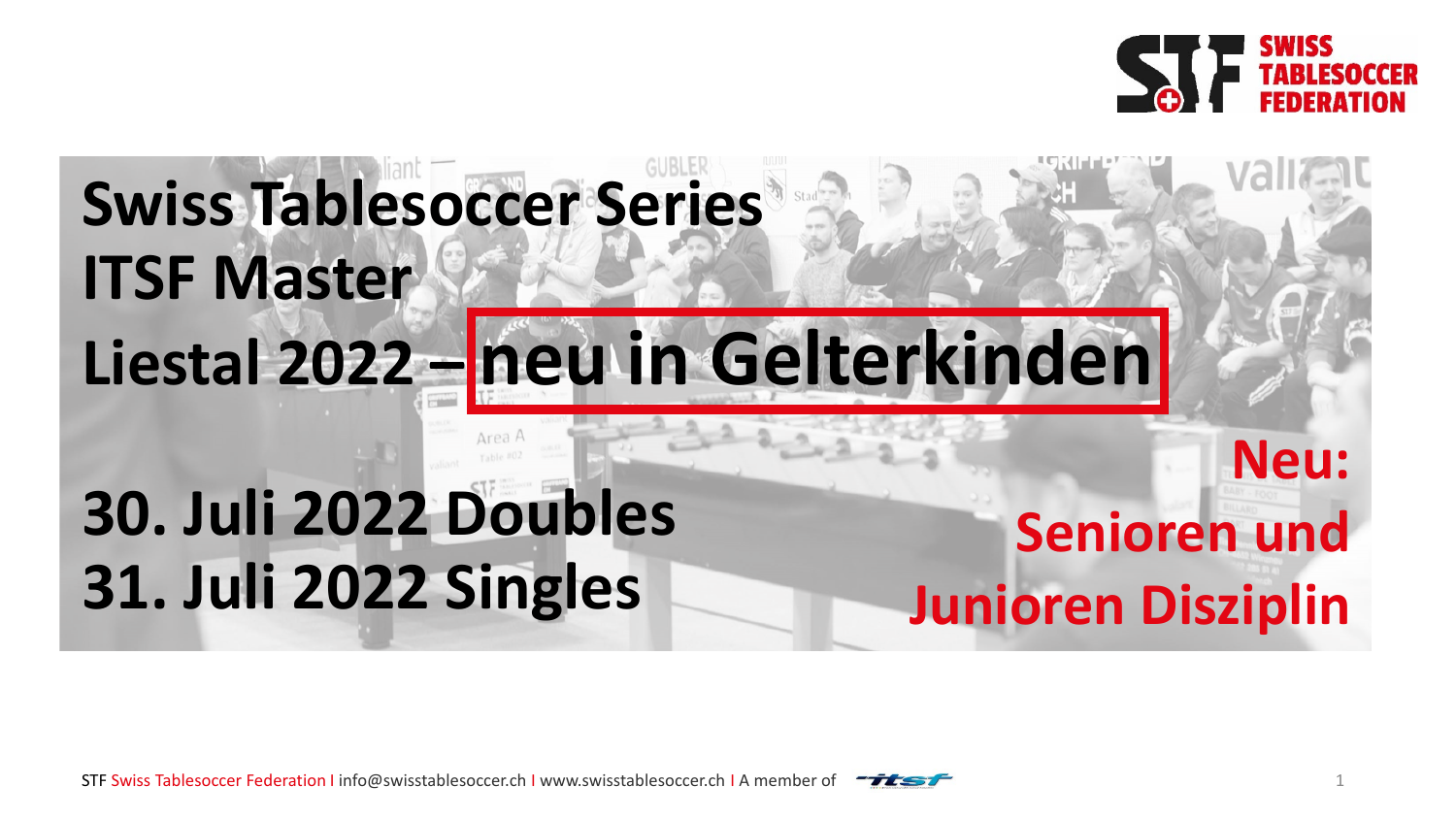# Swiss Tablesoccer Series ITSF Master Liestal 2022 – neu in Gelterkinden

**30. Juli 2022 Doubles**
**31. Juli 2022 Singles**

**Neu: Senioren und Junioren Disziplin**

STF Swiss Tablesoccer Federation I info@swisstablesoccer.ch I www.swisstablesoccer.ch I A member of itsf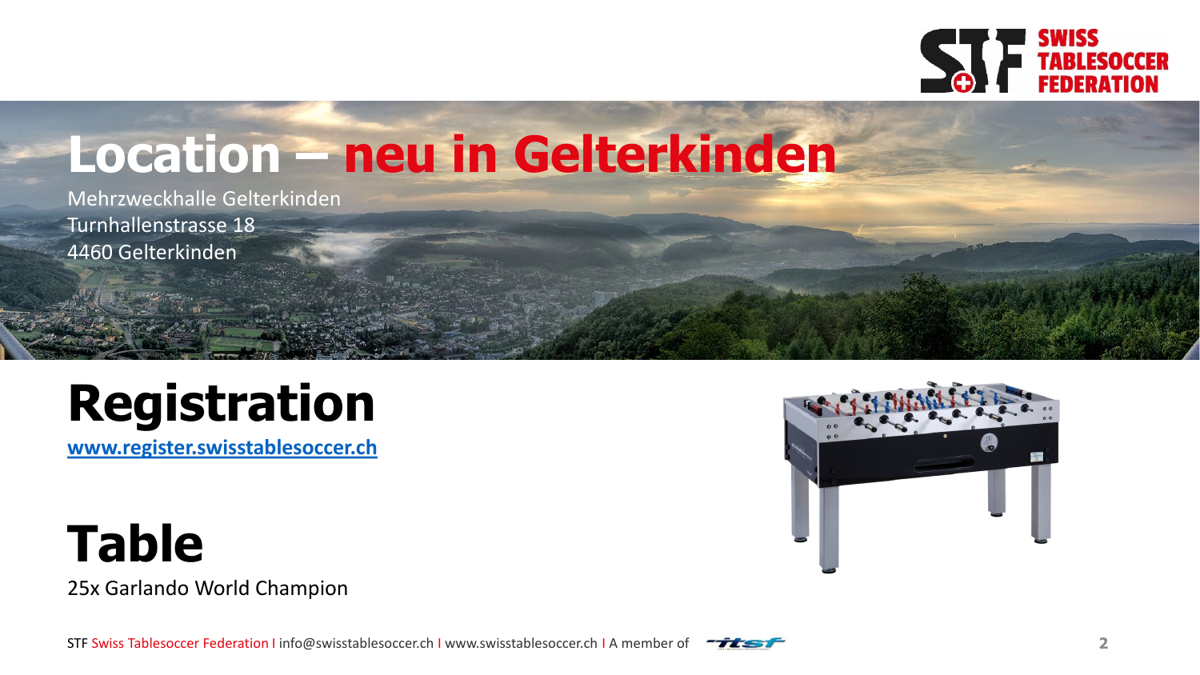# Location – neu in Gelterkinden

Mehrzweckhalle Gelterkinden
Turnhallenstrasse 18
4460 Gelterkinden

# Registration

[www.register.swisstablesoccer.ch](http://www.register.swisstablesoccer.ch)

# Table

25x Garlando World Champion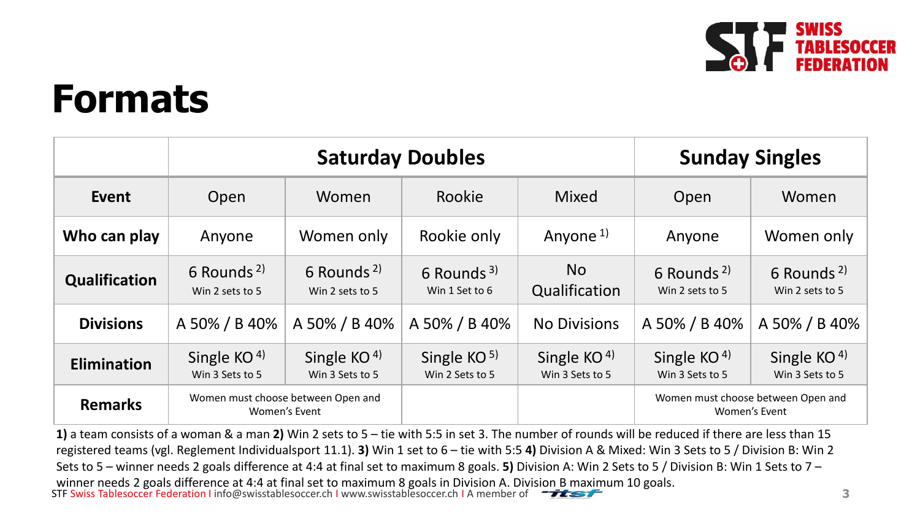# Formats

| | Saturday Doubles | | | | Sunday Singles | |
|---|---|---|---|---|---|---|
| **Event** | Open | Women | Rookie | Mixed | Open | Women |
| **Who can play** | Anyone | Women only | Rookie only | Anyone [1] | Anyone | Women only |
| **Qualification** | 6 Rounds [2] Win 2 sets to 5 | 6 Rounds [2] Win 2 sets to 5 | 6 Rounds [3] Win 1 Set to 6 | No Qualification | 6 Rounds [2] Win 2 sets to 5 | 6 Rounds [2] Win 2 sets to 5 |
| **Divisions** | A 50% / B 40% | A 50% / B 40% | A 50% / B 40% | No Divisions | A 50% / B 40% | A 50% / B 40% |
| **Elimination** | Single KO [4] Win 3 Sets to 5 | Single KO [4] Win 3 Sets to 5 | Single KO [5] Win 2 Sets to 5 | Single KO [4] Win 3 Sets to 5 | Single KO [4] Win 3 Sets to 5 | Single KO [4] Win 3 Sets to 5 |
| **Remarks** | Women must choose between Open and Women's Event | | | | Women must choose between Open and Women's Event | |

**1)** a team consists of a woman & a man **2)** Win 2 sets to 5 – tie with 5:5 in set 3. The number of rounds will be reduced if there are less than 15 registered teams (vgl. Reglement Individualsport 11.1). **3)** Win 1 set to 6 – tie with 5:5 **4)** Division A & Mixed: Win 3 Sets to 5 / Division B: Win 2 Sets to 5 – winner needs 2 goals difference at 4:4 at final set to maximum 8 goals. **5)** Division A: Win 2 Sets to 5 / Division B: Win 1 Sets to 7 – winner needs 2 goals difference at 4:4 at final set to maximum 8 goals in Division A. Division B maximum 10 goals.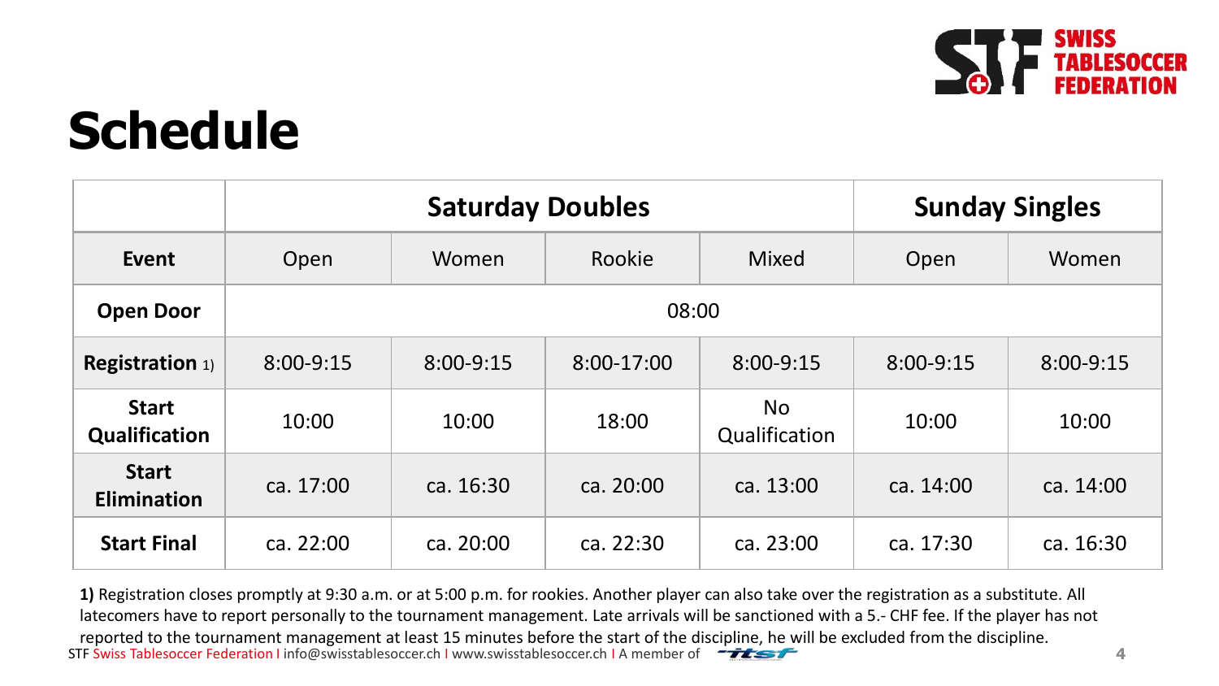# Schedule

| | Saturday Doubles | | | | Sunday Singles | |
|---|---|---|---|---|---|---|
| **Event** | Open | Women | Rookie | Mixed | Open | Women |
| **Open Door** | 08:00 | | | | | |
| **Registration** 1) | 8:00-9:15 | 8:00-9:15 | 8:00-17:00 | 8:00-9:15 | 8:00-9:15 | 8:00-9:15 |
| **Start Qualification** | 10:00 | 10:00 | 18:00 | No Qualification | 10:00 | 10:00 |
| **Start Elimination** | ca. 17:00 | ca. 16:30 | ca. 20:00 | ca. 13:00 | ca. 14:00 | ca. 14:00 |
| **Start Final** | ca. 22:00 | ca. 20:00 | ca. 22:30 | ca. 23:00 | ca. 17:30 | ca. 16:30 |

**1)** Registration closes promptly at 9:30 a.m. or at 5:00 p.m. for rookies. Another player can also take over the registration as a substitute. All latecomers have to report personally to the tournament management. Late arrivals will be sanctioned with a 5.- CHF fee. If the player has not reported to the tournament management at least 15 minutes before the start of the discipline, he will be excluded from the discipline.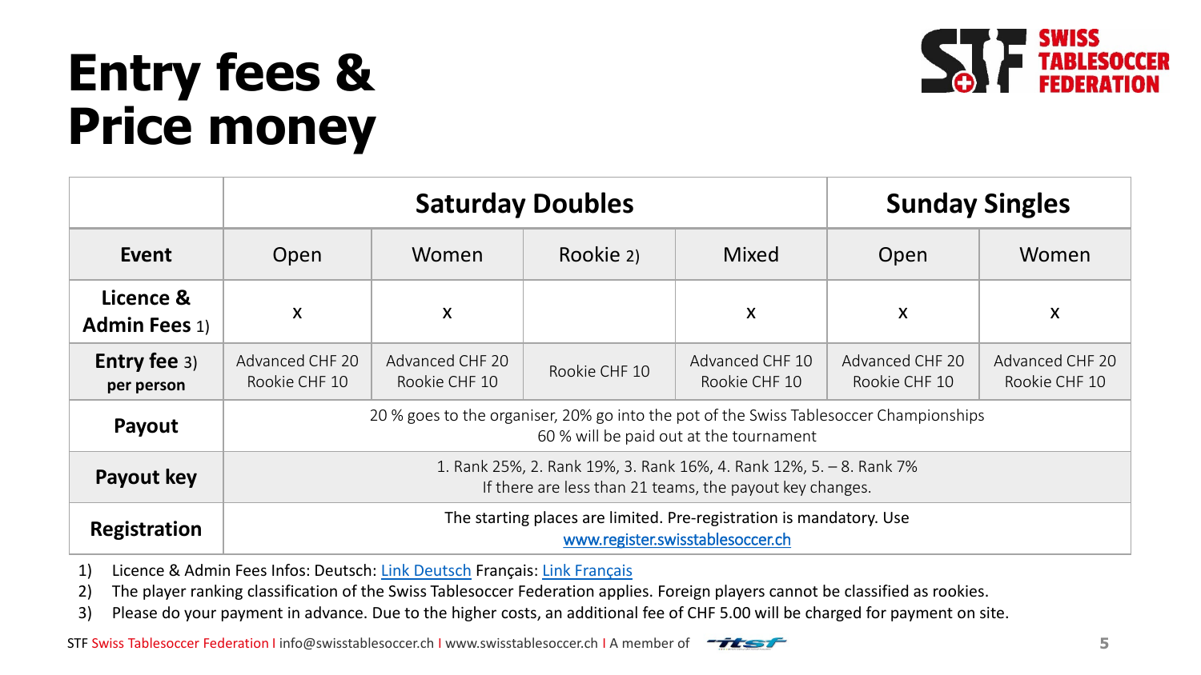# Entry fees & Price money

| | Saturday Doubles | | | | Sunday Singles | |
|---|---|---|---|---|---|---|
| **Event** | Open | Women | Rookie 2) | Mixed | Open | Women |
| **Licence & Admin Fees** 1) | x | x | | x | x | x |
| **Entry fee** 3) **per person** | Advanced CHF 20 Rookie CHF 10 | Advanced CHF 20 Rookie CHF 10 | Rookie CHF 10 | Advanced CHF 10 Rookie CHF 10 | Advanced CHF 20 Rookie CHF 10 | Advanced CHF 20 Rookie CHF 10 |
| **Payout** | 20 % goes to the organiser, 20% go into the pot of the Swiss Tablesoccer Championships 60 % will be paid out at the tournament | | | | | |
| **Payout key** | 1. Rank 25%, 2. Rank 19%, 3. Rank 16%, 4. Rank 12%, 5. – 8. Rank 7% If there are less than 21 teams, the payout key changes. | | | | | |
| **Registration** | The starting places are limited. Pre-registration is mandatory. Use www.register.swisstablesoccer.ch | | | | | |

1) Licence & Admin Fees Infos: Deutsch: Link Deutsch Français: Link Français
2) The player ranking classification of the Swiss Tablesoccer Federation applies. Foreign players cannot be classified as rookies.
3) Please do your payment in advance. Due to the higher costs, an additional fee of CHF 5.00 will be charged for payment on site.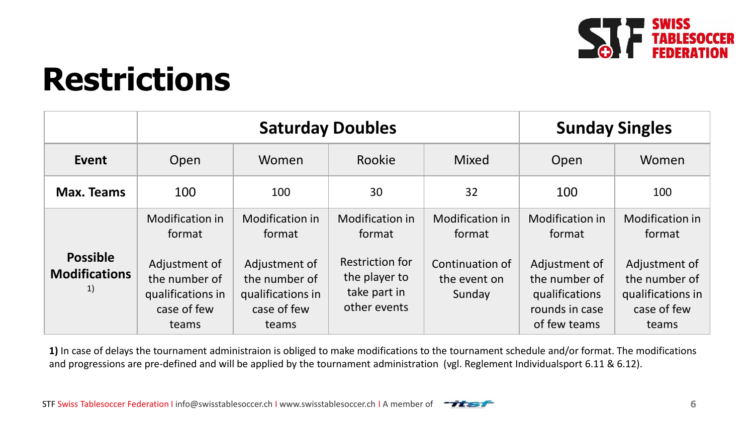# Restrictions

| | Saturday Doubles | | | | Sunday Singles | |
|---|---|---|---|---|---|---|
| **Event** | Open | Women | Rookie | Mixed | Open | Women |
| **Max. Teams** | 100 | 100 | 30 | 32 | 100 | 100 |
| **Possible Modifications** 1) | Modification in format<br><br>Adjustment of the number of qualifications in case of few teams | Modification in format<br><br>Adjustment of the number of qualifications in case of few teams | Modification in format<br><br>Restriction for the player to take part in other events | Modification in format<br><br>Continuation of the event on Sunday | Modification in format<br><br>Adjustment of the number of qualifications rounds in case of few teams | Modification in format<br><br>Adjustment of the number of qualifications in case of few teams |

**1)** In case of delays the tournament administraion is obliged to make modifications to the tournament schedule and/or format. The modifications and progressions are pre-defined and will be applied by the tournament administration (vgl. Reglement Individualsport 6.11 & 6.12).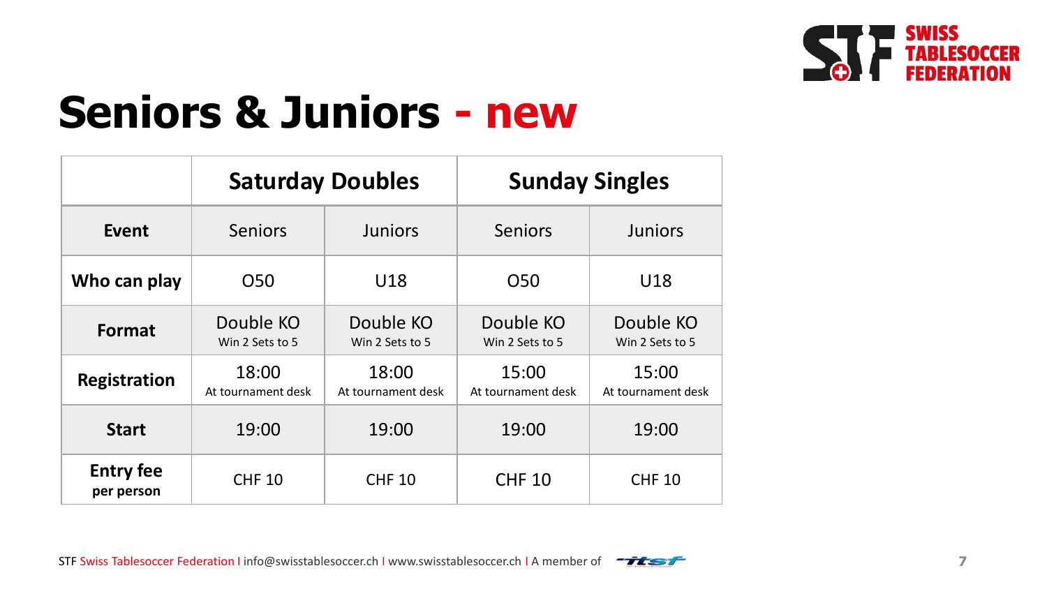# Seniors & Juniors - new

| | Saturday Doubles | | Sunday Singles | |
|---|---|---|---|---|
| **Event** | Seniors | Juniors | Seniors | Juniors |
| **Who can play** | O50 | U18 | O50 | U18 |
| **Format** | Double KO<br>Win 2 Sets to 5 | Double KO<br>Win 2 Sets to 5 | Double KO<br>Win 2 Sets to 5 | Double KO<br>Win 2 Sets to 5 |
| **Registration** | 18:00<br>At tournament desk | 18:00<br>At tournament desk | 15:00<br>At tournament desk | 15:00<br>At tournament desk |
| **Start** | 19:00 | 19:00 | 19:00 | 19:00 |
| **Entry fee** per person | CHF 10 | CHF 10 | CHF 10 | CHF 10 |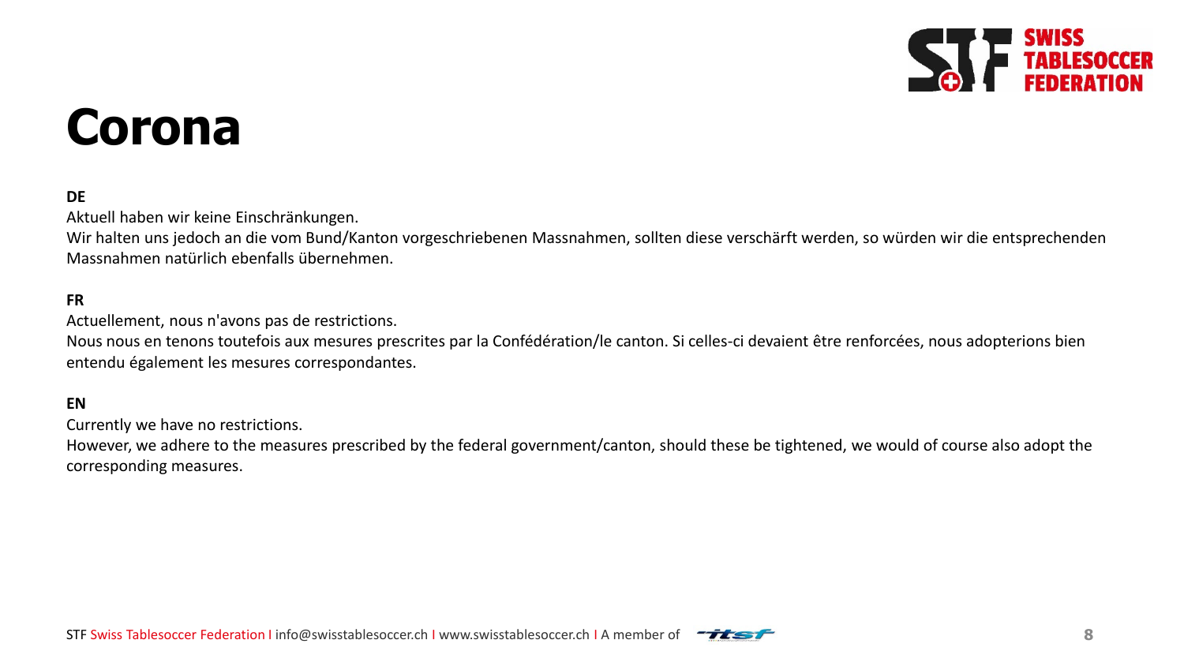# Corona

**DE**

Aktuell haben wir keine Einschränkungen.
Wir halten uns jedoch an die vom Bund/Kanton vorgeschriebenen Massnahmen, sollten diese verschärft werden, so würden wir die entsprechenden Massnahmen natürlich ebenfalls übernehmen.

**FR**

Actuellement, nous n'avons pas de restrictions.
Nous nous en tenons toutefois aux mesures prescrites par la Confédération/le canton. Si celles-ci devaient être renforcées, nous adopterions bien entendu également les mesures correspondantes.

**EN**

Currently we have no restrictions.
However, we adhere to the measures prescribed by the federal government/canton, should these be tightened, we would of course also adopt the corresponding measures.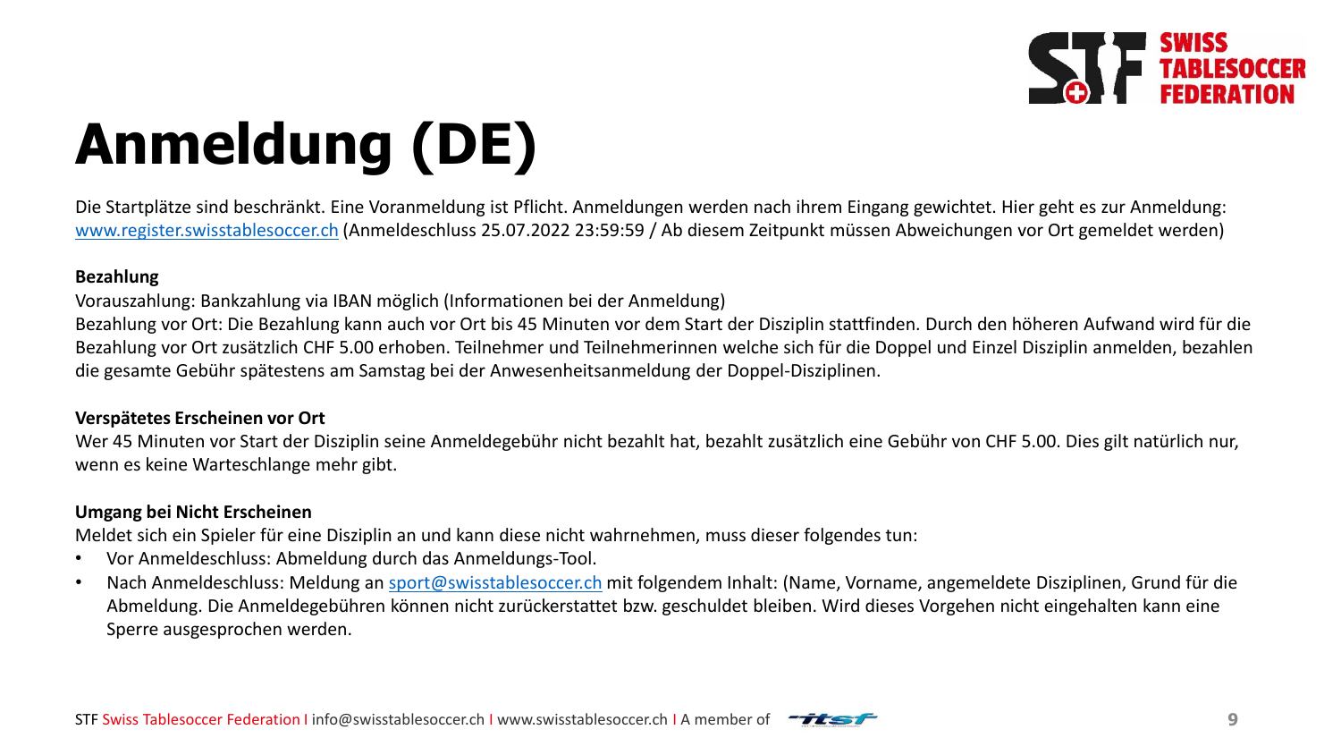# Anmeldung (DE)

Die Startplätze sind beschränkt. Eine Voranmeldung ist Pflicht. Anmeldungen werden nach ihrem Eingang gewichtet. Hier geht es zur Anmeldung: www.register.swisstablesoccer.ch (Anmeldeschluss 25.07.2022 23:59:59 / Ab diesem Zeitpunkt müssen Abweichungen vor Ort gemeldet werden)

**Bezahlung**

Vorauszahlung: Bankzahlung via IBAN möglich (Informationen bei der Anmeldung)
Bezahlung vor Ort: Die Bezahlung kann auch vor Ort bis 45 Minuten vor dem Start der Disziplin stattfinden. Durch den höheren Aufwand wird für die Bezahlung vor Ort zusätzlich CHF 5.00 erhoben. Teilnehmer und Teilnehmerinnen welche sich für die Doppel und Einzel Disziplin anmelden, bezahlen die gesamte Gebühr spätestens am Samstag bei der Anwesenheitsanmeldung der Doppel-Disziplinen.

**Verspätetes Erscheinen vor Ort**

Wer 45 Minuten vor Start der Disziplin seine Anmeldegebühr nicht bezahlt hat, bezahlt zusätzlich eine Gebühr von CHF 5.00. Dies gilt natürlich nur, wenn es keine Warteschlange mehr gibt.

**Umgang bei Nicht Erscheinen**

Meldet sich ein Spieler für eine Disziplin an und kann diese nicht wahrnehmen, muss dieser folgendes tun:

- Vor Anmeldeschluss: Abmeldung durch das Anmeldungs-Tool.
- Nach Anmeldeschluss: Meldung an sport@swisstablesoccer.ch mit folgendem Inhalt: (Name, Vorname, angemeldete Disziplinen, Grund für die Abmeldung. Die Anmeldegebühren können nicht zurückerstattet bzw. geschuldet bleiben. Wird dieses Vorgehen nicht eingehalten kann eine Sperre ausgesprochen werden.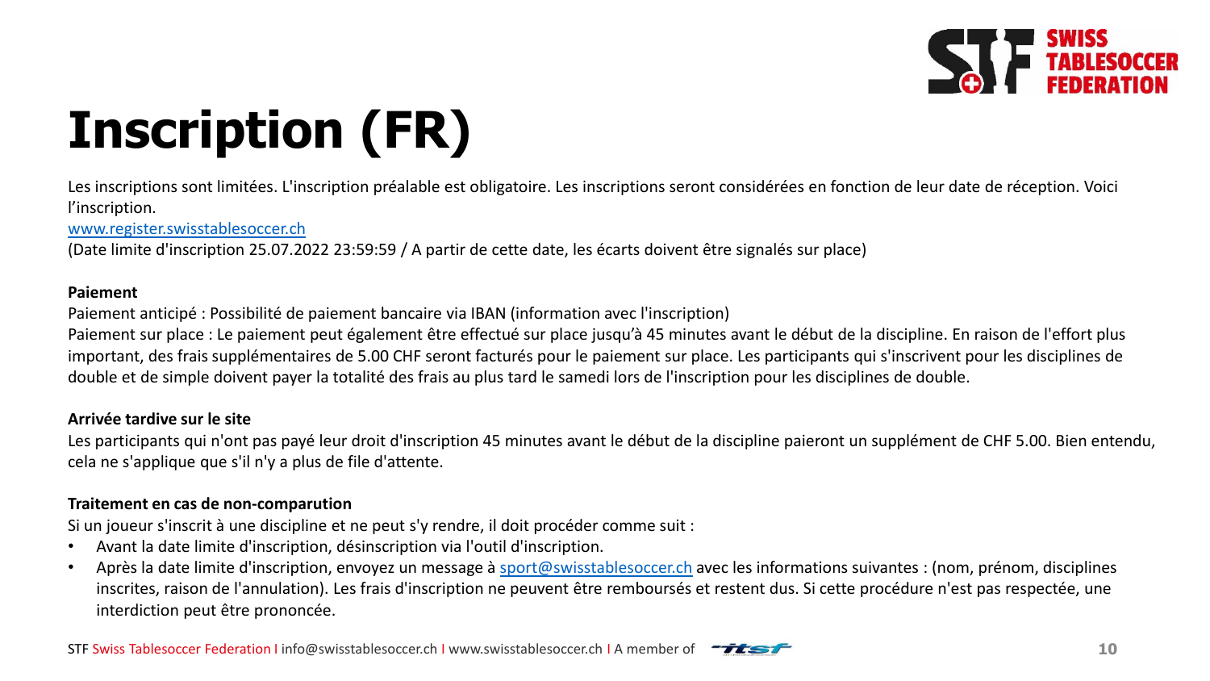# Inscription (FR)

Les inscriptions sont limitées. L'inscription préalable est obligatoire. Les inscriptions seront considérées en fonction de leur date de réception. Voici l'inscription.

www.register.swisstablesoccer.ch

(Date limite d'inscription 25.07.2022 23:59:59 / A partir de cette date, les écarts doivent être signalés sur place)

**Paiement**

Paiement anticipé : Possibilité de paiement bancaire via IBAN (information avec l'inscription)

Paiement sur place : Le paiement peut également être effectué sur place jusqu'à 45 minutes avant le début de la discipline. En raison de l'effort plus important, des frais supplémentaires de 5.00 CHF seront facturés pour le paiement sur place. Les participants qui s'inscrivent pour les disciplines de double et de simple doivent payer la totalité des frais au plus tard le samedi lors de l'inscription pour les disciplines de double.

**Arrivée tardive sur le site**

Les participants qui n'ont pas payé leur droit d'inscription 45 minutes avant le début de la discipline paieront un supplément de CHF 5.00. Bien entendu, cela ne s'applique que s'il n'y a plus de file d'attente.

**Traitement en cas de non-comparution**

Si un joueur s'inscrit à une discipline et ne peut s'y rendre, il doit procéder comme suit :

- Avant la date limite d'inscription, désinscription via l'outil d'inscription.
- Après la date limite d'inscription, envoyez un message à sport@swisstablesoccer.ch avec les informations suivantes : (nom, prénom, disciplines inscrites, raison de l'annulation). Les frais d'inscription ne peuvent être remboursés et restent dus. Si cette procédure n'est pas respectée, une interdiction peut être prononcée.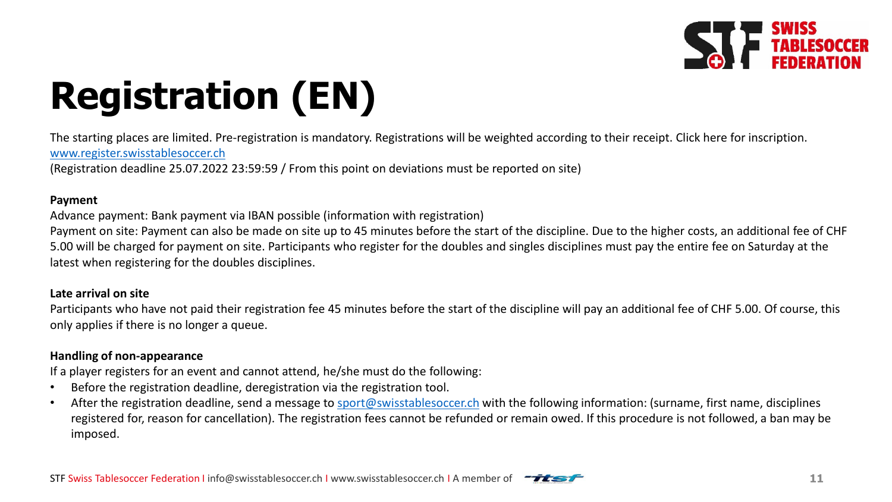# Registration (EN)

The starting places are limited. Pre-registration is mandatory. Registrations will be weighted according to their receipt. Click here for inscription.
[www.register.swisstablesoccer.ch](http://www.register.swisstablesoccer.ch)
(Registration deadline 25.07.2022 23:59:59 / From this point on deviations must be reported on site)

**Payment**
Advance payment: Bank payment via IBAN possible (information with registration)
Payment on site: Payment can also be made on site up to 45 minutes before the start of the discipline. Due to the higher costs, an additional fee of CHF 5.00 will be charged for payment on site. Participants who register for the doubles and singles disciplines must pay the entire fee on Saturday at the latest when registering for the doubles disciplines.

**Late arrival on site**
Participants who have not paid their registration fee 45 minutes before the start of the discipline will pay an additional fee of CHF 5.00. Of course, this only applies if there is no longer a queue.

**Handling of non-appearance**
If a player registers for an event and cannot attend, he/she must do the following:

- Before the registration deadline, deregistration via the registration tool.
- After the registration deadline, send a message to [sport@swisstablesoccer.ch](mailto:sport@swisstablesoccer.ch) with the following information: (surname, first name, disciplines registered for, reason for cancellation). The registration fees cannot be refunded or remain owed. If this procedure is not followed, a ban may be imposed.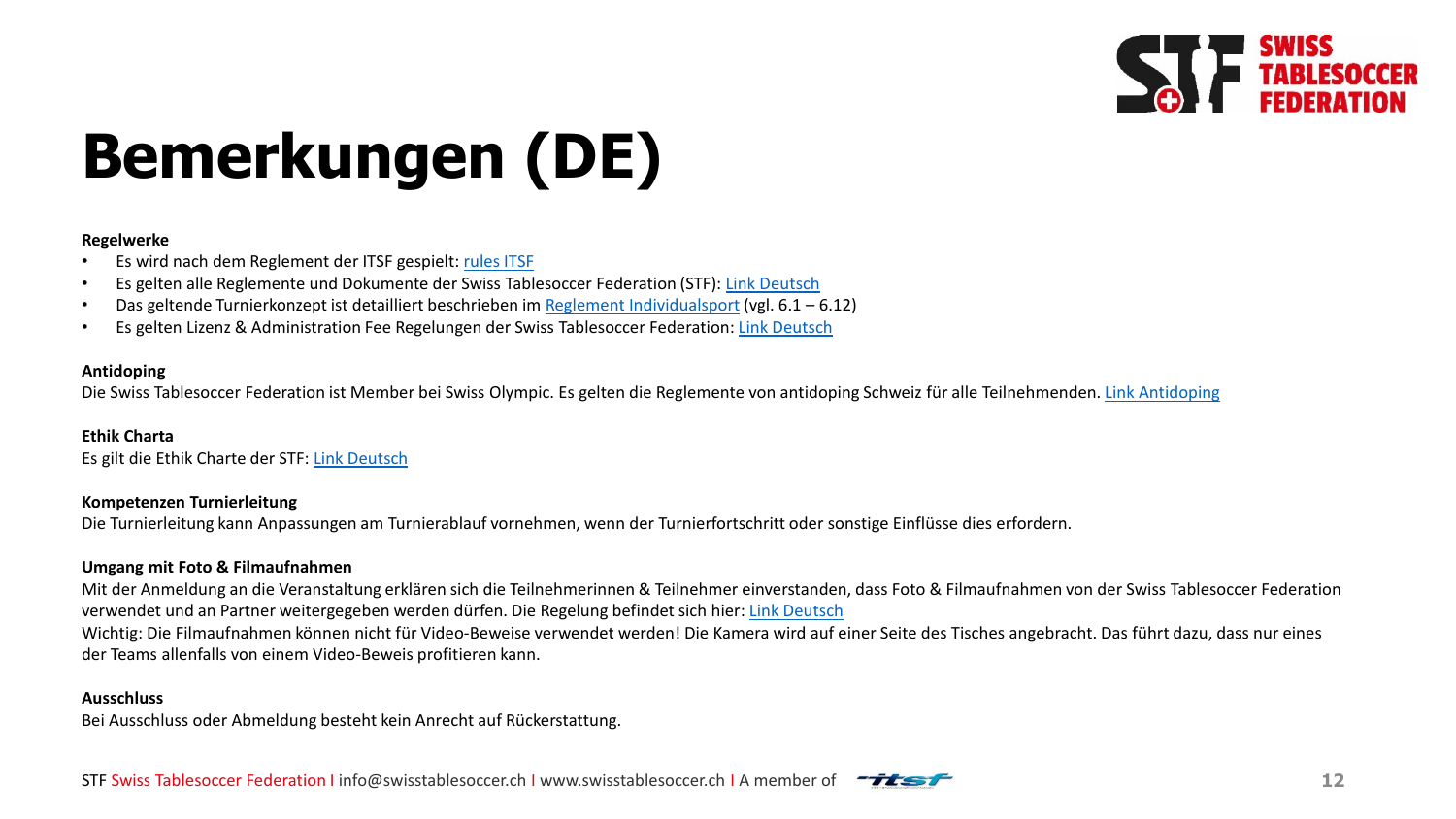# Bemerkungen (DE)

**Regelwerke**

- Es wird nach dem Reglement der ITSF gespielt: rules ITSF
- Es gelten alle Reglemente und Dokumente der Swiss Tablesoccer Federation (STF): Link Deutsch
- Das geltende Turnierkonzept ist detailliert beschrieben im Reglement Individualsport (vgl. 6.1 – 6.12)
- Es gelten Lizenz & Administration Fee Regelungen der Swiss Tablesoccer Federation: Link Deutsch

**Antidoping**

Die Swiss Tablesoccer Federation ist Member bei Swiss Olympic. Es gelten die Reglemente von antidoping Schweiz für alle Teilnehmenden. Link Antidoping

**Ethik Charta**

Es gilt die Ethik Charte der STF: Link Deutsch

**Kompetenzen Turnierleitung**

Die Turnierleitung kann Anpassungen am Turnierablauf vornehmen, wenn der Turnierfortschritt oder sonstige Einflüsse dies erfordern.

**Umgang mit Foto & Filmaufnahmen**

Mit der Anmeldung an die Veranstaltung erklären sich die Teilnehmerinnen & Teilnehmer einverstanden, dass Foto & Filmaufnahmen von der Swiss Tablesoccer Federation verwendet und an Partner weitergegeben werden dürfen. Die Regelung befindet sich hier: Link Deutsch

Wichtig: Die Filmaufnahmen können nicht für Video-Beweise verwendet werden! Die Kamera wird auf einer Seite des Tisches angebracht. Das führt dazu, dass nur eines der Teams allenfalls von einem Video-Beweis profitieren kann.

**Ausschluss**

Bei Ausschluss oder Abmeldung besteht kein Anrecht auf Rückerstattung.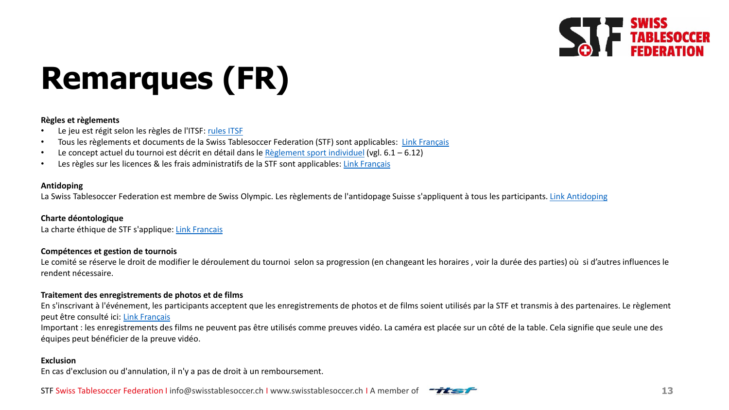# Remarques (FR)

**Règles et règlements**

- Le jeu est régit selon les règles de l'ITSF: rules ITSF
- Tous les règlements et documents de la Swiss Tablesoccer Federation (STF) sont applicables: Link Français
- Le concept actuel du tournoi est décrit en détail dans le Règlement sport individuel (vgl. 6.1 – 6.12)
- Les règles sur les licences & les frais administratifs de la STF sont applicables: Link Français

**Antidoping**

La Swiss Tablesoccer Federation est membre de Swiss Olympic. Les règlements de l'antidopage Suisse s'appliquent à tous les participants. Link Antidoping

**Charte déontologique**

La charte éthique de STF s'applique: Link Francais

**Compétences et gestion de tournois**

Le comité se réserve le droit de modifier le déroulement du tournoi selon sa progression (en changeant les horaires , voir la durée des parties) où si d'autres influences le rendent nécessaire.

**Traitement des enregistrements de photos et de films**

En s'inscrivant à l'événement, les participants acceptent que les enregistrements de photos et de films soient utilisés par la STF et transmis à des partenaires. Le règlement peut être consulté ici: Link Français

Important : les enregistrements des films ne peuvent pas être utilisés comme preuves vidéo. La caméra est placée sur un côté de la table. Cela signifie que seule une des équipes peut bénéficier de la preuve vidéo.

**Exclusion**

En cas d'exclusion ou d'annulation, il n'y a pas de droit à un remboursement.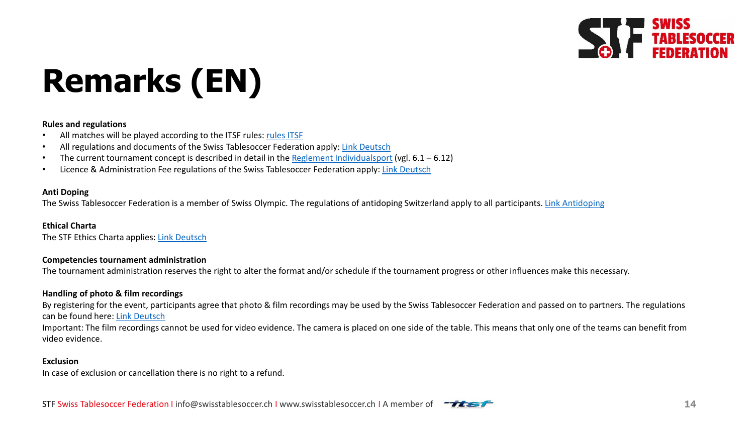# Remarks (EN)

**Rules and regulations**

- All matches will be played according to the ITSF rules: rules ITSF
- All regulations and documents of the Swiss Tablesoccer Federation apply: Link Deutsch
- The current tournament concept is described in detail in the Reglement Individualsport (vgl. 6.1 – 6.12)
- Licence & Administration Fee regulations of the Swiss Tablesoccer Federation apply: Link Deutsch

**Anti Doping**

The Swiss Tablesoccer Federation is a member of Swiss Olympic. The regulations of antidoping Switzerland apply to all participants. Link Antidoping

**Ethical Charta**

The STF Ethics Charta applies: Link Deutsch

**Competencies tournament administration**

The tournament administration reserves the right to alter the format and/or schedule if the tournament progress or other influences make this necessary.

**Handling of photo & film recordings**

By registering for the event, participants agree that photo & film recordings may be used by the Swiss Tablesoccer Federation and passed on to partners. The regulations can be found here: Link Deutsch

Important: The film recordings cannot be used for video evidence. The camera is placed on one side of the table. This means that only one of the teams can benefit from video evidence.

**Exclusion**

In case of exclusion or cancellation there is no right to a refund.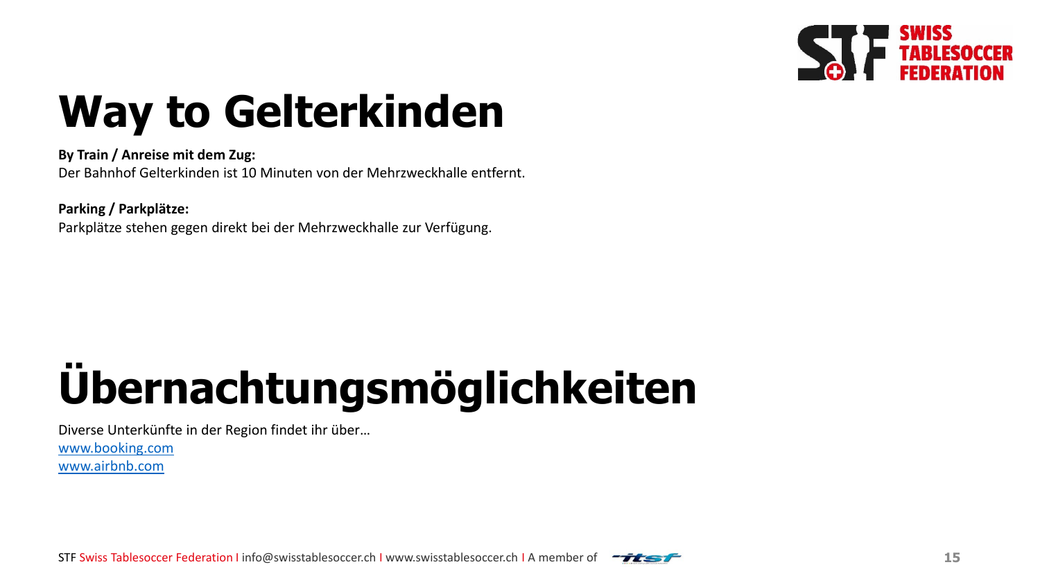# Way to Gelterkinden

**By Train / Anreise mit dem Zug:**
Der Bahnhof Gelterkinden ist 10 Minuten von der Mehrzweckhalle entfernt.

**Parking / Parkplätze:**
Parkplätze stehen gegen direkt bei der Mehrzweckhalle zur Verfügung.

# Übernachtungsmöglichkeiten

Diverse Unterkünfte in der Region findet ihr über…
www.booking.com
www.airbnb.com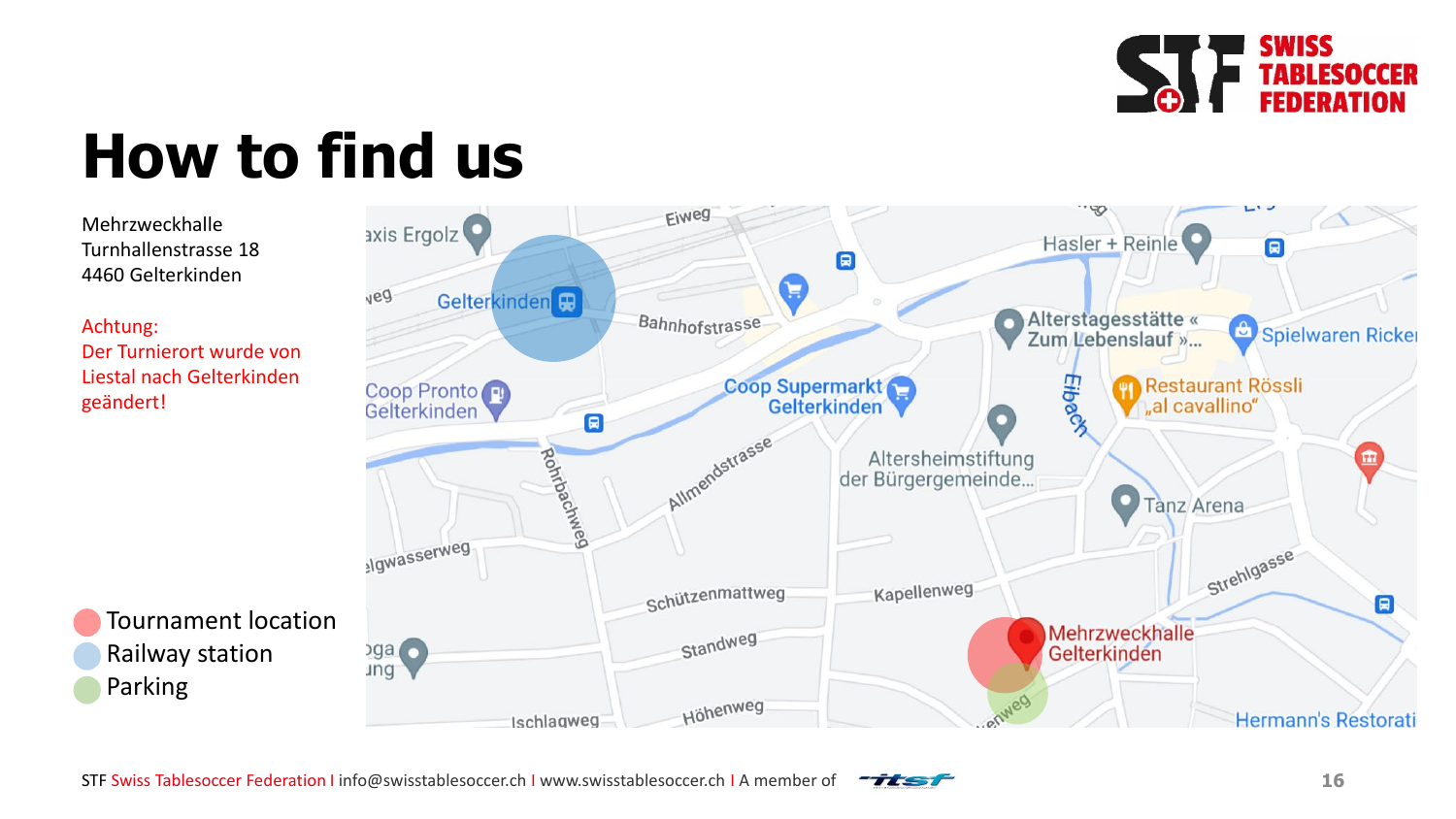# How to find us

Mehrzweckhalle
Turnhallenstrasse 18
4460 Gelterkinden

Achtung:
Der Turnierort wurde von Liestal nach Gelterkinden geändert!

- Tournament location
- Railway station
- Parking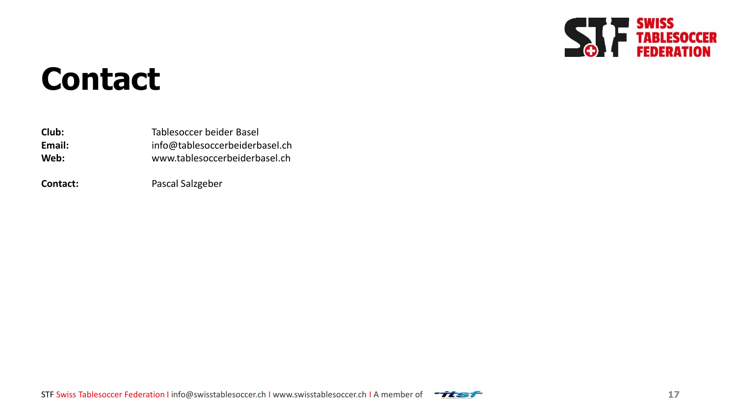# Contact

**Club:** Tablesoccer beider Basel
**Email:** info@tablesoccerbeiderbasel.ch
**Web:** www.tablesoccerbeiderbasel.ch

**Contact:** Pascal Salzgeber